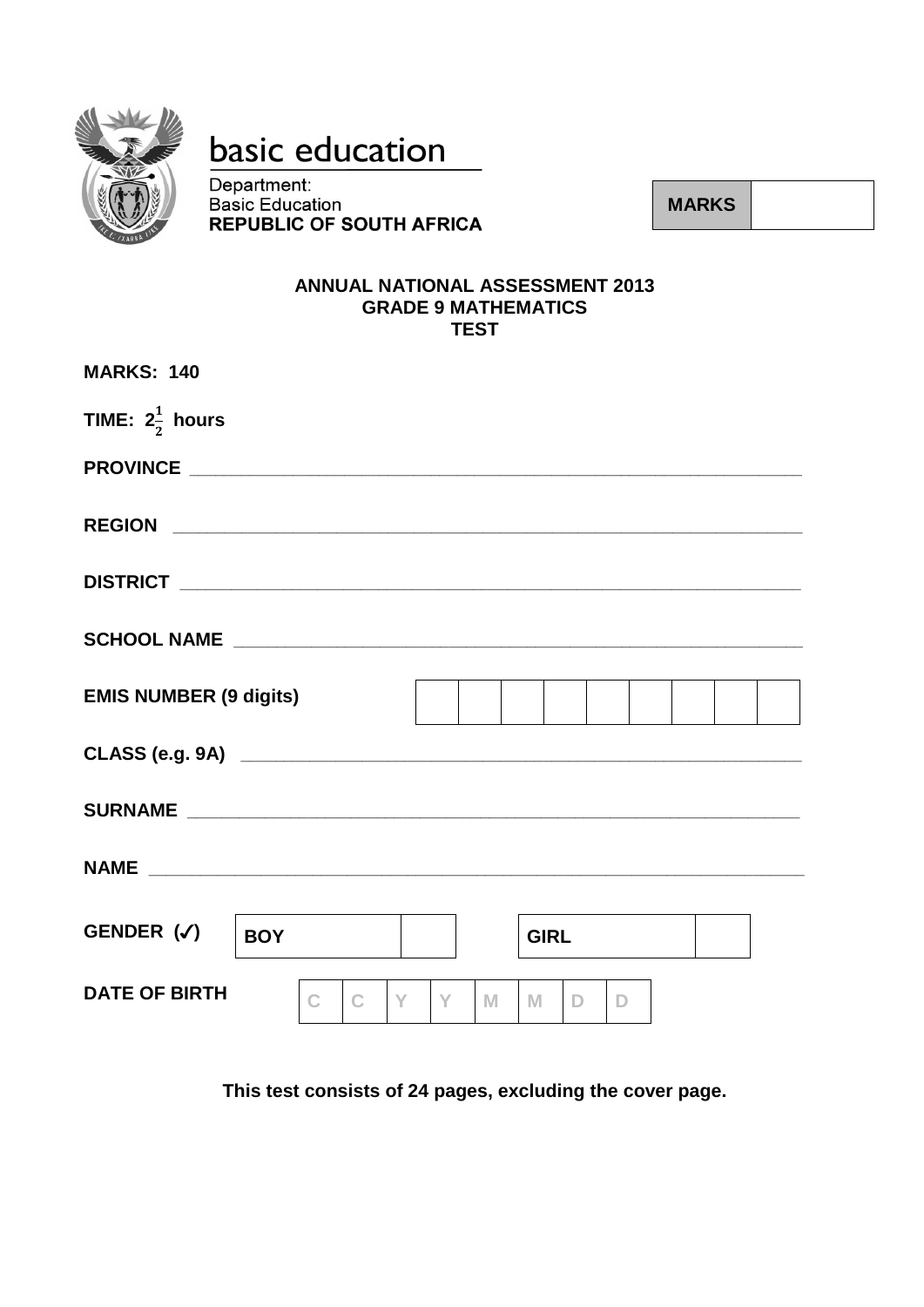basic education

Department:
Basic Education
**REPUBLIC OF SOUTH AFRICA**

| **MARKS** | |
|---|---|

**ANNUAL NATIONAL ASSESSMENT 2013**
**GRADE 9 MATHEMATICS**
**TEST**

**MARKS: 140**

**TIME: $2\frac{1}{2}$ hours**

**PROVINCE** ______________________________________________

**REGION** ______________________________________________

**DISTRICT** ______________________________________________

**SCHOOL NAME** ______________________________________________

**EMIS NUMBER (9 digits)**

| | | | | | | | | |
|---|---|---|---|---|---|---|---|---|
| | | | | | | | | |

**CLASS (e.g. 9A)** ______________________________________________

**SURNAME** ______________________________________________

**NAME** ______________________________________________

**GENDER (✓)**

| | | | |
|---|---|---|---|
| **BOY** | | **GIRL** | |

**DATE OF BIRTH**

| | | | | | | | |
|---|---|---|---|---|---|---|---|
| C | C | Y | Y | M | M | D | D |

**This test consists of 24 pages, excluding the cover page.**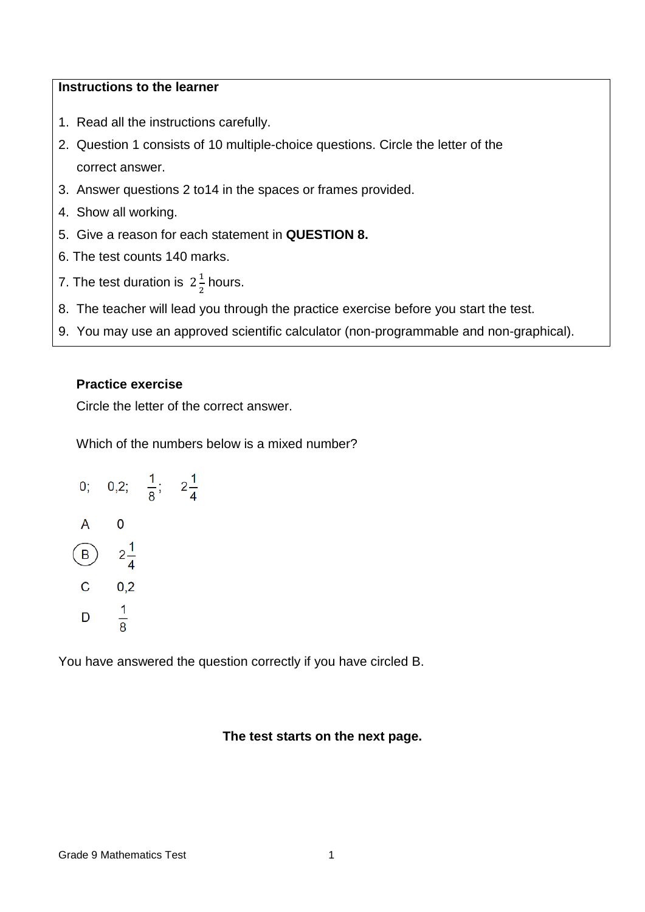**Instructions to the learner**

1. Read all the instructions carefully.
2. Question 1 consists of 10 multiple-choice questions. Circle the letter of the correct answer.
3. Answer questions 2 to14 in the spaces or frames provided.
4. Show all working.
5. Give a reason for each statement in **QUESTION 8.**
6. The test counts 140 marks.
7. The test duration is $2\frac{1}{2}$ hours.
8. The teacher will lead you through the practice exercise before you start the test.
9. You may use an approved scientific calculator (non-programmable and non-graphical).

**Practice exercise**

Circle the letter of the correct answer.

Which of the numbers below is a mixed number?

0; 0,2; $\frac{1}{8}$; $2\frac{1}{4}$

A 0

(B) $2\frac{1}{4}$

C 0,2

D $\frac{1}{8}$

You have answered the question correctly if you have circled B.

**The test starts on the next page.**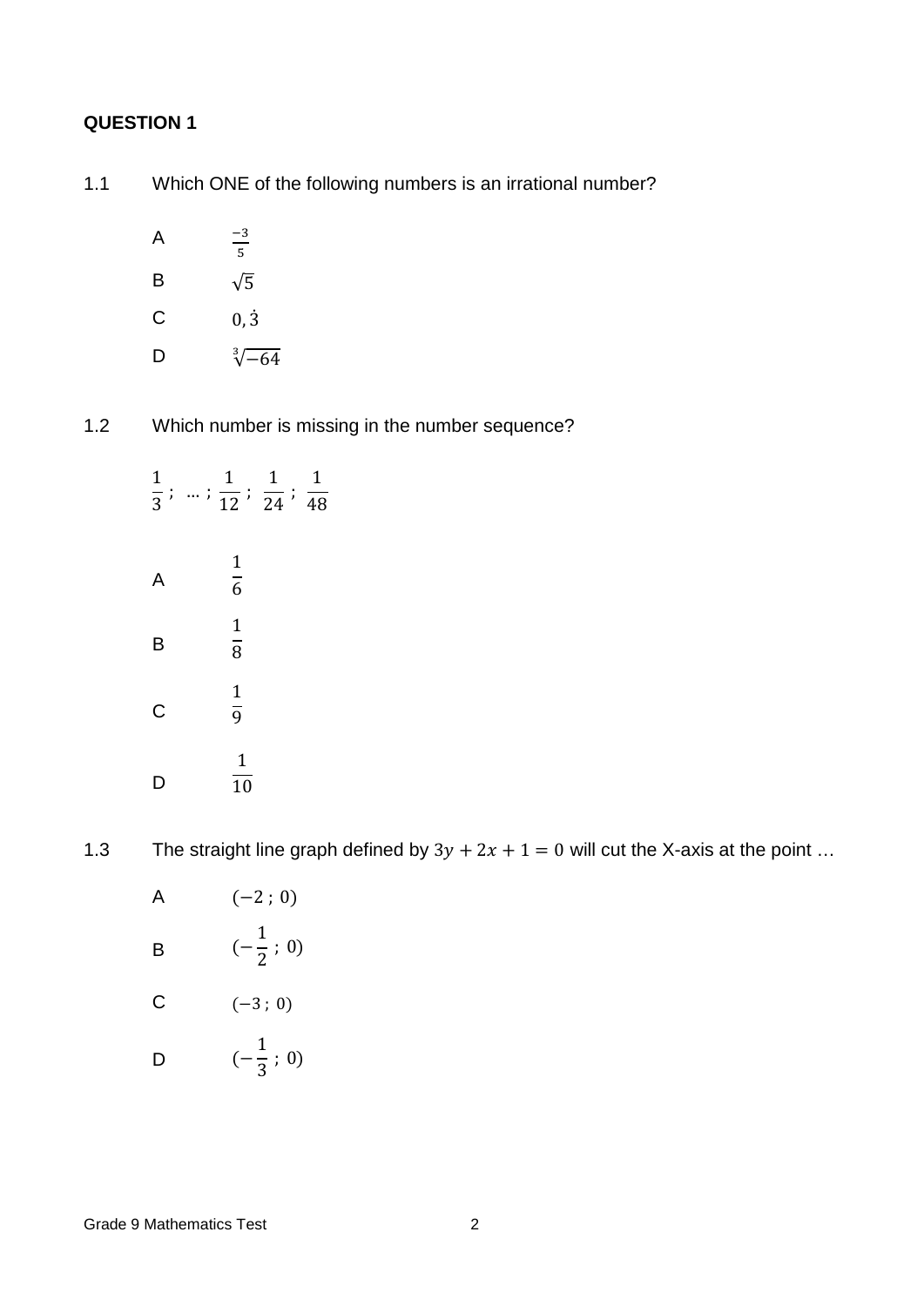**QUESTION 1**

1.1 Which ONE of the following numbers is an irrational number?

A $\frac{-3}{5}$

B $\sqrt{5}$

C $0,\dot{3}$

D $\sqrt[3]{-64}$

1.2 Which number is missing in the number sequence?

$\frac{1}{3}$ ; ... ; $\frac{1}{12}$ ; $\frac{1}{24}$ ; $\frac{1}{48}$

A $\frac{1}{6}$

B $\frac{1}{8}$

C $\frac{1}{9}$

D $\frac{1}{10}$

1.3 The straight line graph defined by $3y + 2x + 1 = 0$ will cut the X-axis at the point …

A $(-2\ ;\ 0)$

B $(-\frac{1}{2}\ ;\ 0)$

C $(-3\ ;\ 0)$

D $(-\frac{1}{3}\ ;\ 0)$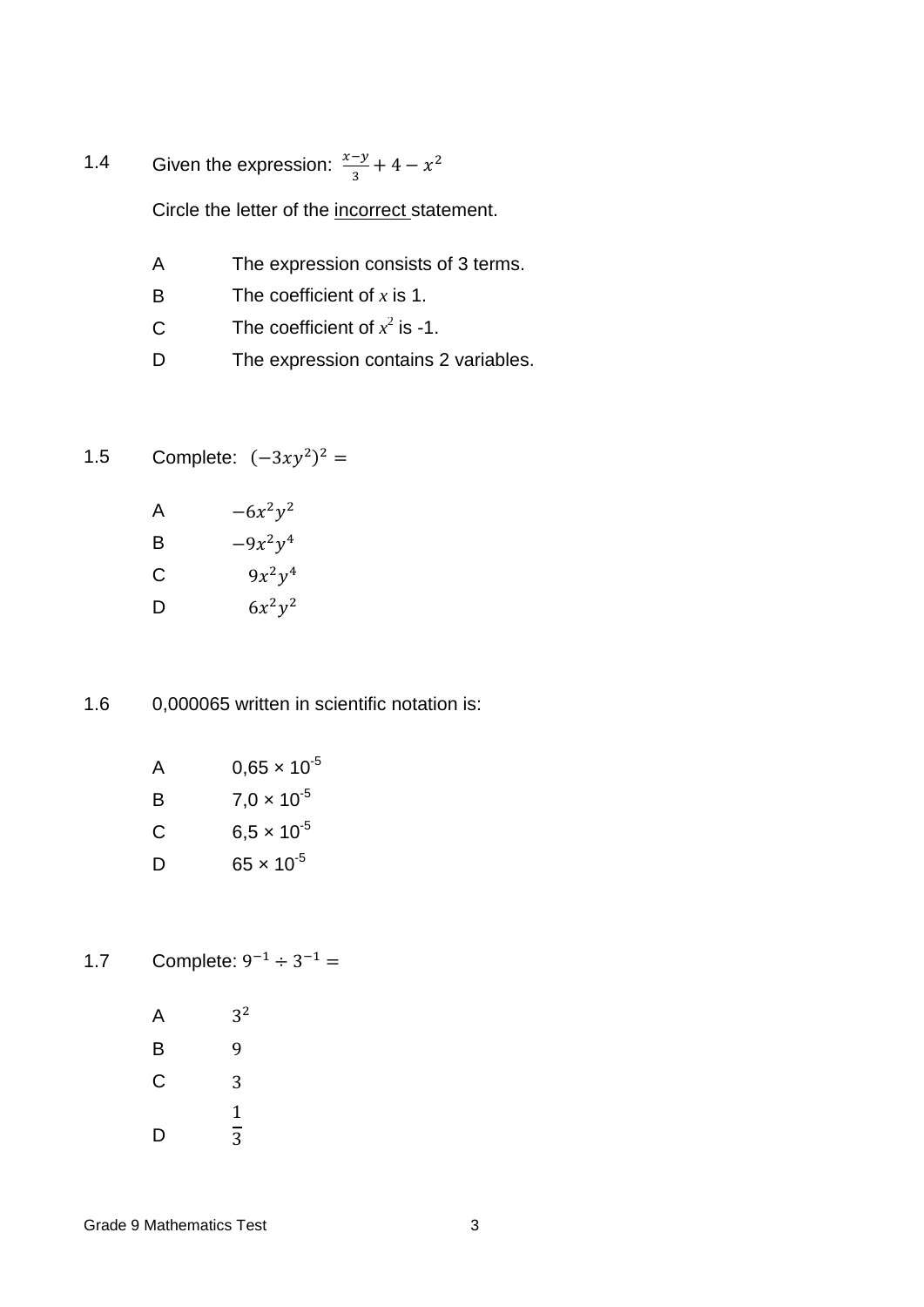1.4 Given the expression: $\frac{x-y}{3} + 4 - x^2$

Circle the letter of the incorrect statement.

A The expression consists of 3 terms.

B The coefficient of $x$ is 1.

C The coefficient of $x^2$ is -1.

D The expression contains 2 variables.

1.5 Complete: $(-3xy^2)^2 =$

A $-6x^2y^2$

B $-9x^2y^4$

C $9x^2y^4$

D $6x^2y^2$

1.6 0,000065 written in scientific notation is:

A $0{,}65 \times 10^{-5}$

B $7{,}0 \times 10^{-5}$

C $6{,}5 \times 10^{-5}$

D $65 \times 10^{-5}$

1.7 Complete: $9^{-1} \div 3^{-1} =$

A $3^2$

B $9$

C $3$

D $\frac{1}{3}$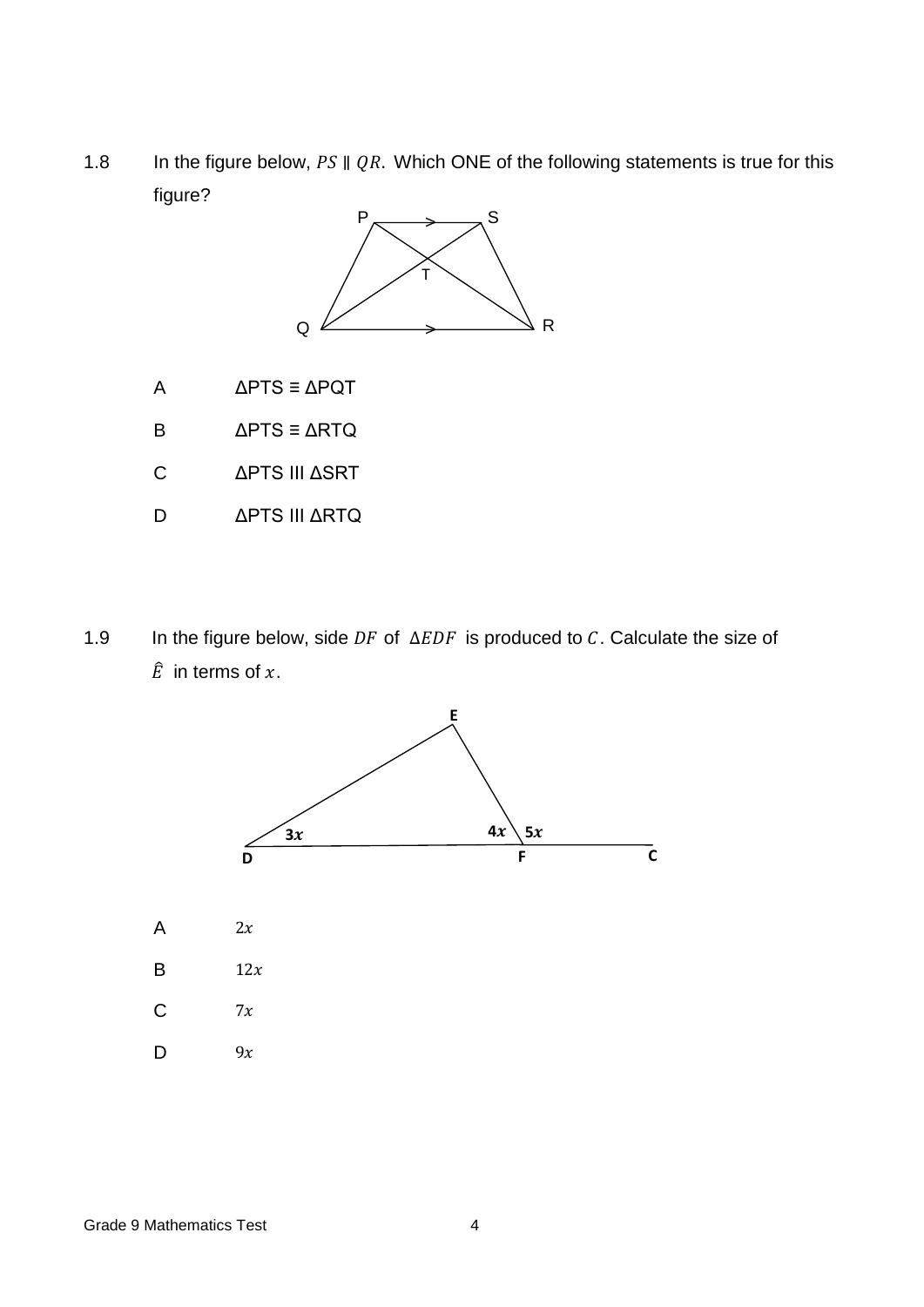1.8 In the figure below, $PS \parallel QR$. Which ONE of the following statements is true for this figure?

P
S
T
Q
R

A ΔPTS ≡ ΔPQT

B ΔPTS ≡ ΔRTQ

C ΔPTS III ΔSRT

D ΔPTS III ΔRTQ

1.9 In the figure below, side $DF$ of $\Delta EDF$ is produced to $C$. Calculate the size of $\hat{E}$ in terms of $x$.

E
$3x$
$4x$
$5x$
D
F
C

A $2x$

B $12x$

C $7x$

D $9x$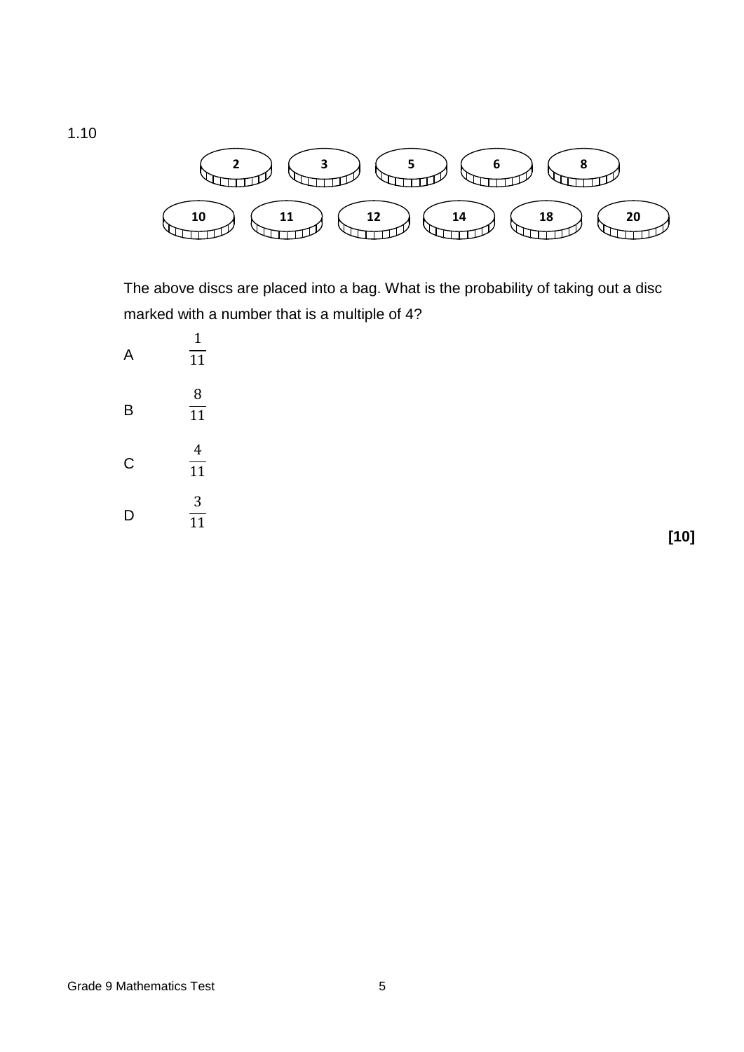1.10

2 3 5 6 8

10 11 12 14 18 20

The above discs are placed into a bag. What is the probability of taking out a disc marked with a number that is a multiple of 4?

A $\frac{1}{11}$

B $\frac{8}{11}$

C $\frac{4}{11}$

D $\frac{3}{11}$

**[10]**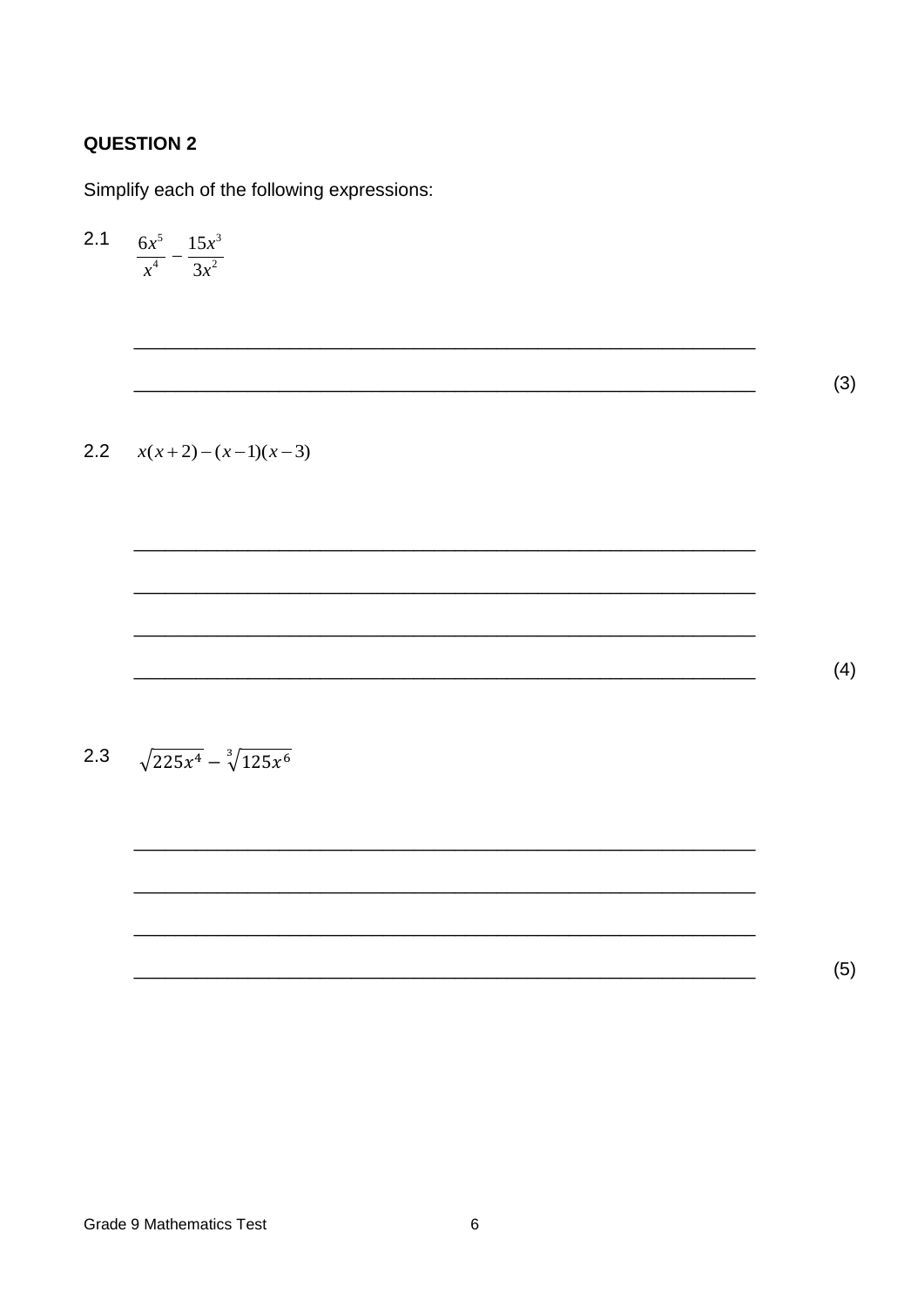## QUESTION 2

Simplify each of the following expressions:

2.1 $\dfrac{6x^5}{x^4} - \dfrac{15x^3}{3x^2}$

(3)

2.2 $x(x+2)-(x-1)(x-3)$

(4)

2.3 $\sqrt{225x^4} - \sqrt[3]{125x^6}$

(5)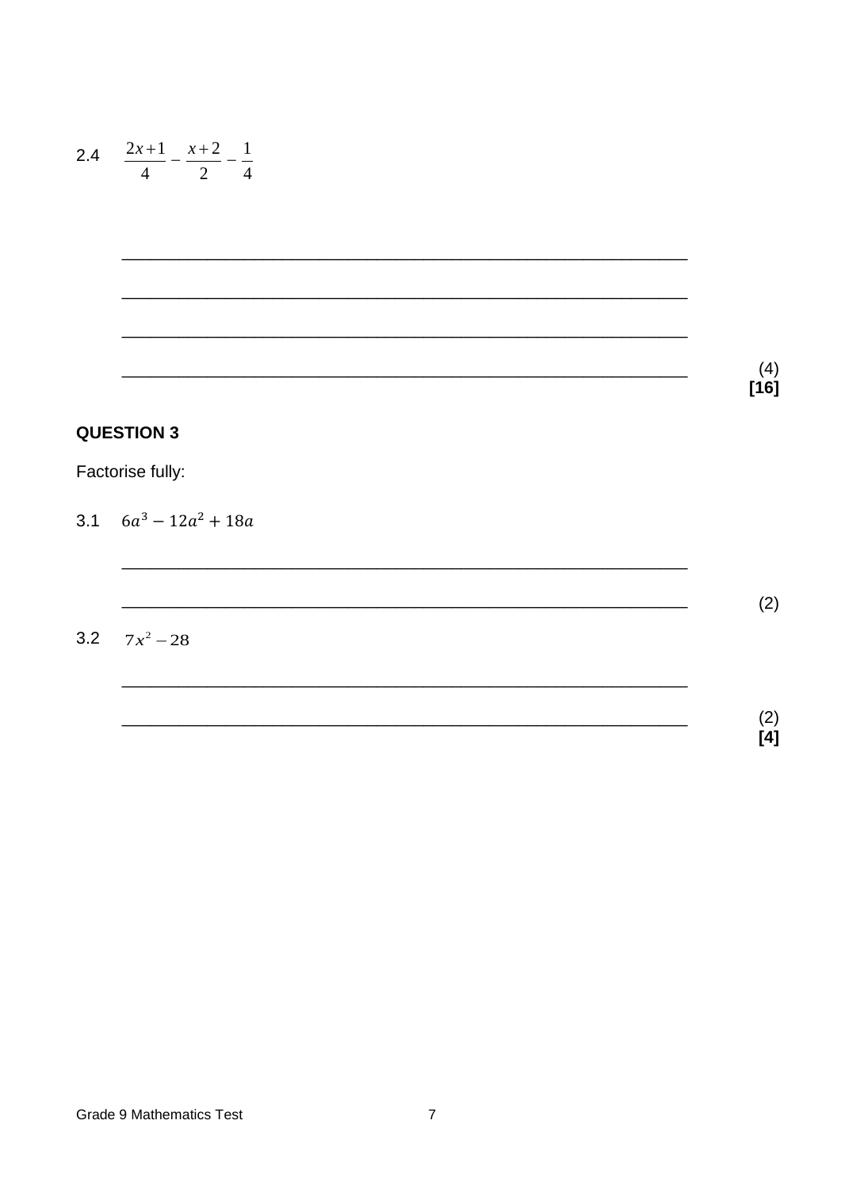2.4 $\frac{2x+1}{4} - \frac{x+2}{2} - \frac{1}{4}$

______________________________________________________________

______________________________________________________________

______________________________________________________________

______________________________________________________________ (4)

**[16]**

## QUESTION 3

Factorise fully:

3.1 $6a^3 - 12a^2 + 18a$

______________________________________________________________

______________________________________________________________ (2)

3.2 $7x^2 - 28$

______________________________________________________________

______________________________________________________________ (2)

**[4]**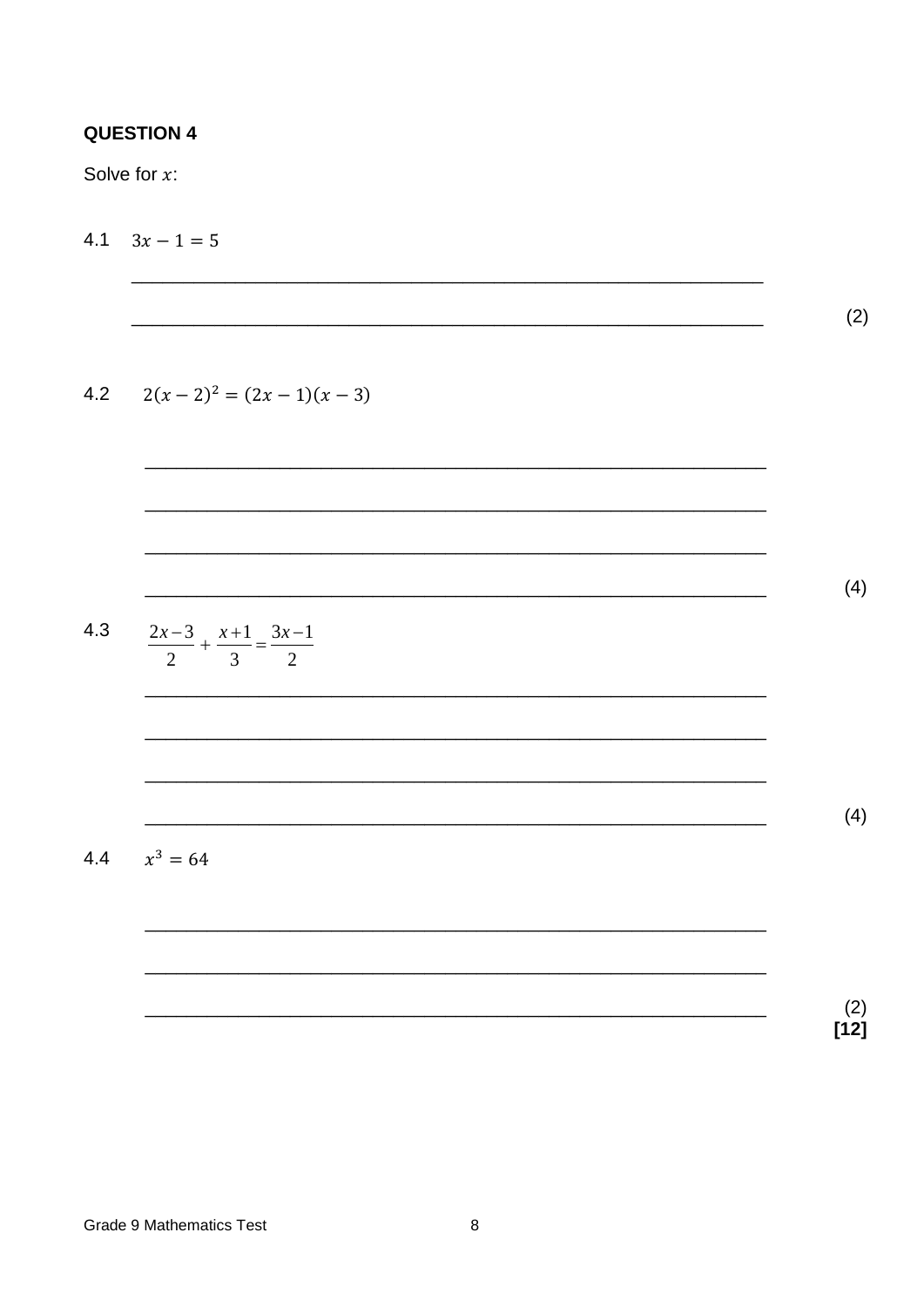## QUESTION 4

Solve for $x$:

4.1 $3x - 1 = 5$

(2)

4.2 $2(x-2)^2 = (2x-1)(x-3)$

(4)

4.3 $\frac{2x-3}{2} + \frac{x+1}{3} = \frac{3x-1}{2}$

(4)

4.4 $x^3 = 64$

(2)
**[12]**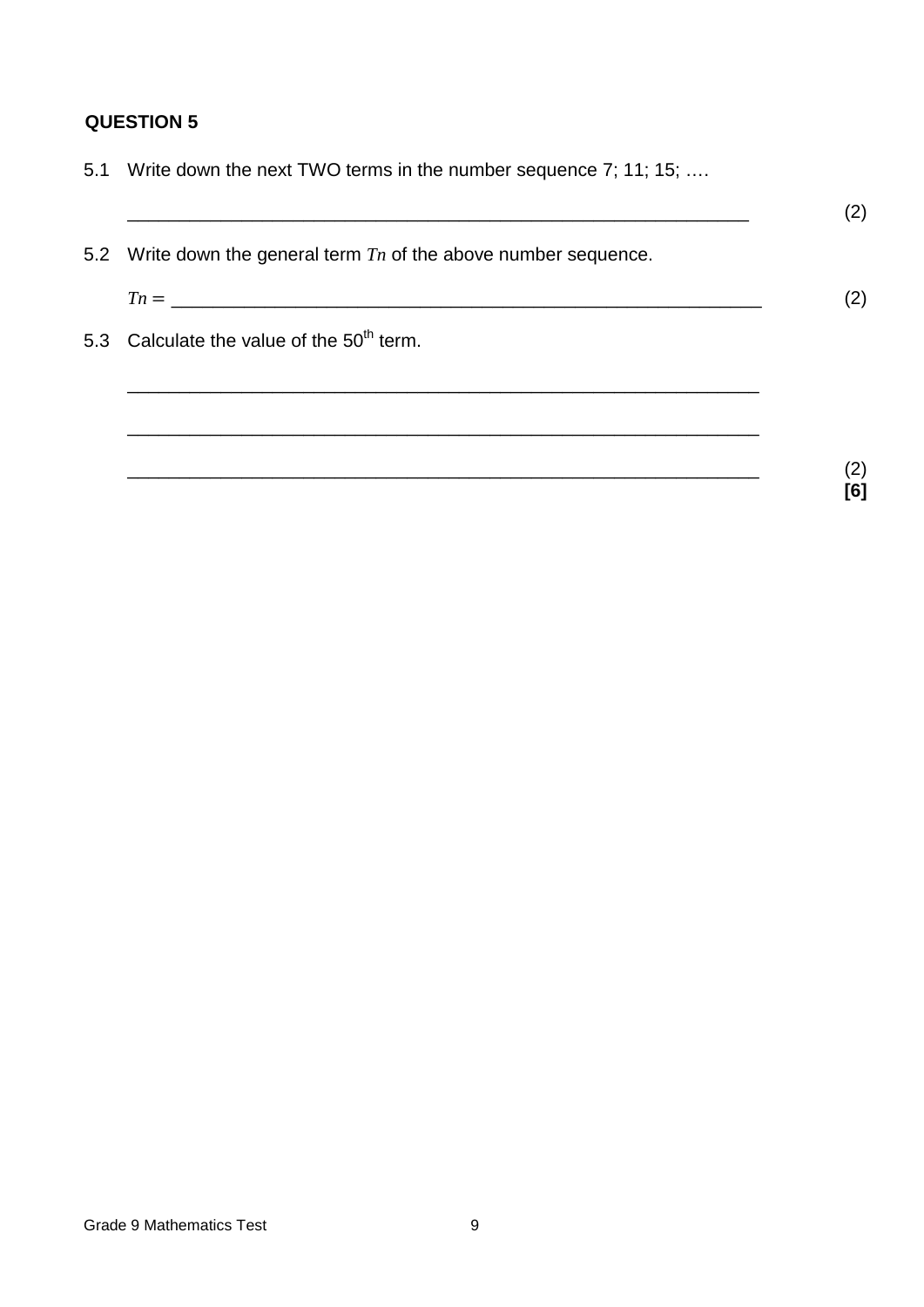**QUESTION 5**

5.1 Write down the next TWO terms in the number sequence 7; 11; 15; ….

_______________________________________________________________ (2)

5.2 Write down the general term $Tn$ of the above number sequence.

$Tn =$ ___________________________________________________________ (2)

5.3 Calculate the value of the 50th term.

_______________________________________________________________

_______________________________________________________________

_______________________________________________________________ (2)

**[6]**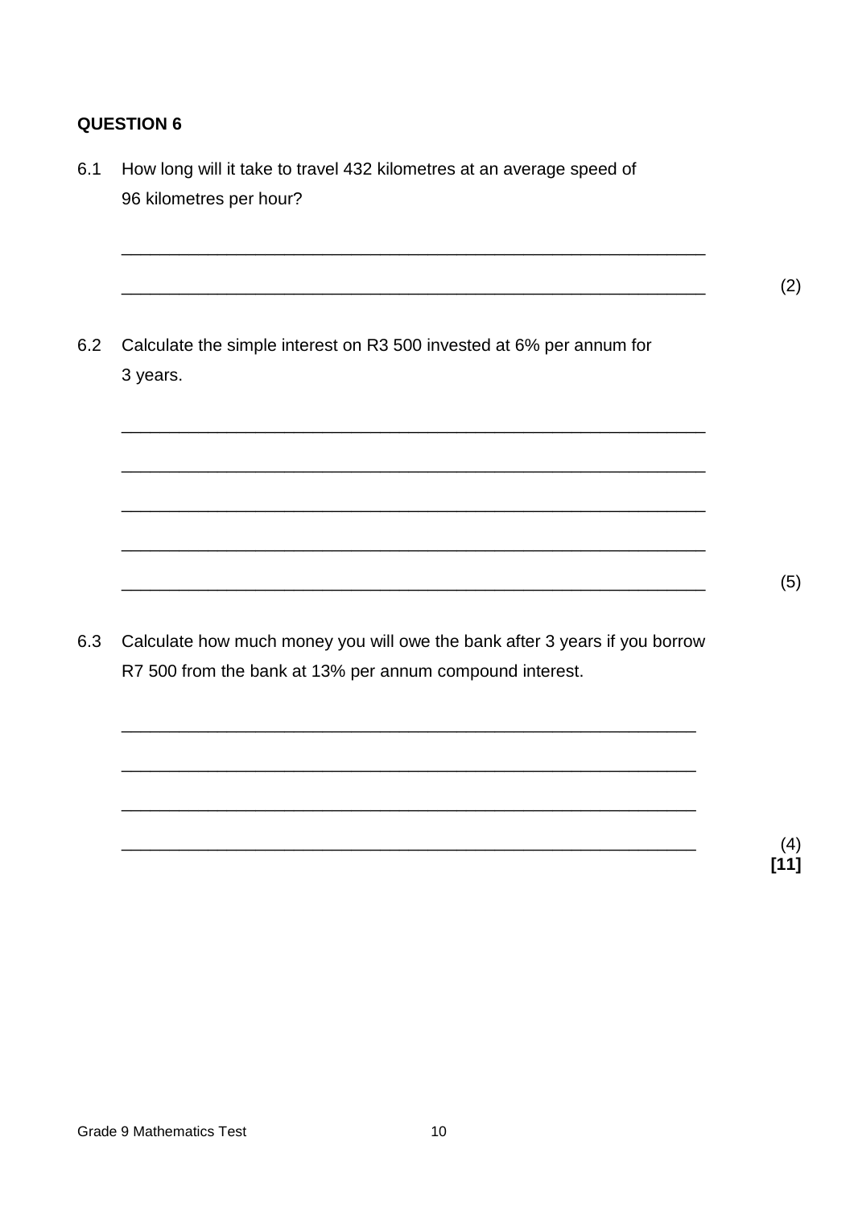## QUESTION 6

6.1 How long will it take to travel 432 kilometres at an average speed of 96 kilometres per hour?

______________________________________________________________

______________________________________________________________ (2)

6.2 Calculate the simple interest on R3 500 invested at 6% per annum for 3 years.

______________________________________________________________

______________________________________________________________

______________________________________________________________

______________________________________________________________

______________________________________________________________ (5)

6.3 Calculate how much money you will owe the bank after 3 years if you borrow R7 500 from the bank at 13% per annum compound interest.

______________________________________________________________

______________________________________________________________

______________________________________________________________

______________________________________________________________ (4)

**[11]**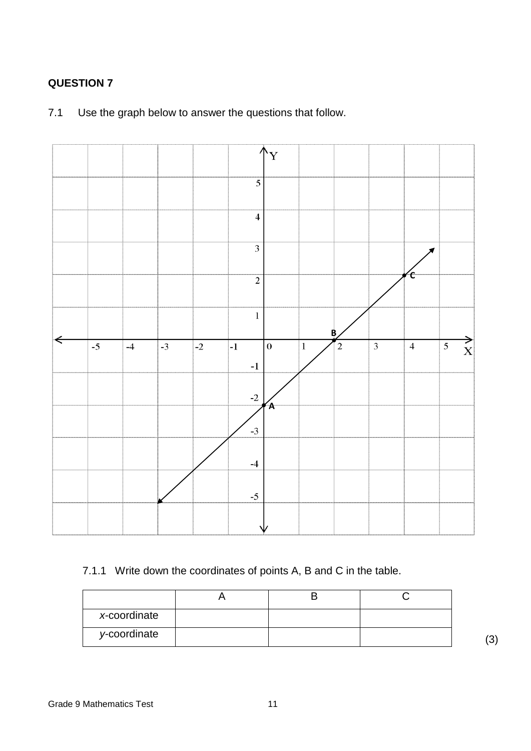**QUESTION 7**

7.1 Use the graph below to answer the questions that follow.

Y

5

4

3

2

1

-5 -4 -3 -2 -1 0 1 2 3 4 5 X

-1

-2

-3

-4

-5

A

B

C

7.1.1 Write down the coordinates of points A, B and C in the table.

| | A | B | C |
|---|---|---|---|
| *x*-coordinate | | | |
| *y*-coordinate | | | |

(3)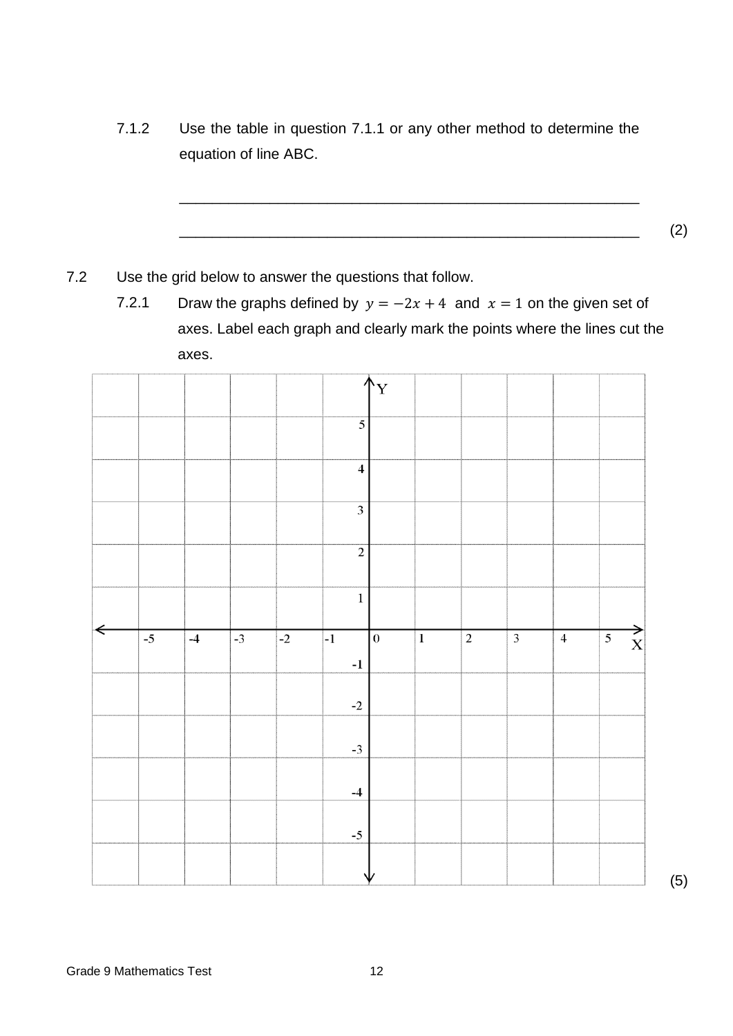7.1.2 Use the table in question 7.1.1 or any other method to determine the equation of line ABC.

\_\_\_\_\_\_\_\_\_\_\_\_\_\_\_\_\_\_\_\_\_\_\_\_\_\_\_\_\_\_\_\_\_\_\_\_\_\_\_\_\_\_\_\_\_\_\_\_\_\_\_\_\_\_\_\_

\_\_\_\_\_\_\_\_\_\_\_\_\_\_\_\_\_\_\_\_\_\_\_\_\_\_\_\_\_\_\_\_\_\_\_\_\_\_\_\_\_\_\_\_\_\_\_\_\_\_\_\_\_\_\_\_ (2)

7.2 Use the grid below to answer the questions that follow.

7.2.1 Draw the graphs defined by $y = -2x + 4$ and $x = 1$ on the given set of axes. Label each graph and clearly mark the points where the lines cut the axes.

Y

5
4
3
2
1
-5 -4 -3 -2 -1 0 1 2 3 4 5 X
-1
-2
-3
-4
-5

(5)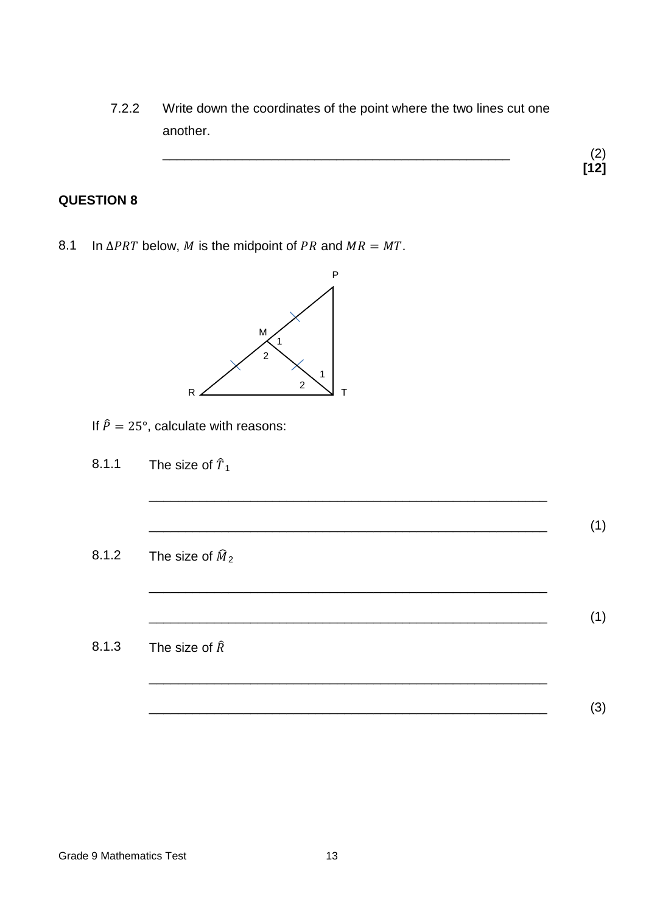7.2.2 Write down the coordinates of the point where the two lines cut one another.

_______________________________________________ (2)
**[12]**

## QUESTION 8

8.1 In $\Delta PRT$ below, $M$ is the midpoint of $PR$ and $MR = MT$.

P
M
1
2
1
2
R
T

If $\hat{P} = 25°$, calculate with reasons:

8.1.1 The size of $\hat{T}_1$

_______________________________________________

_______________________________________________ (1)

8.1.2 The size of $\hat{M}_2$

_______________________________________________

_______________________________________________ (1)

8.1.3 The size of $\hat{R}$

_______________________________________________

_______________________________________________ (3)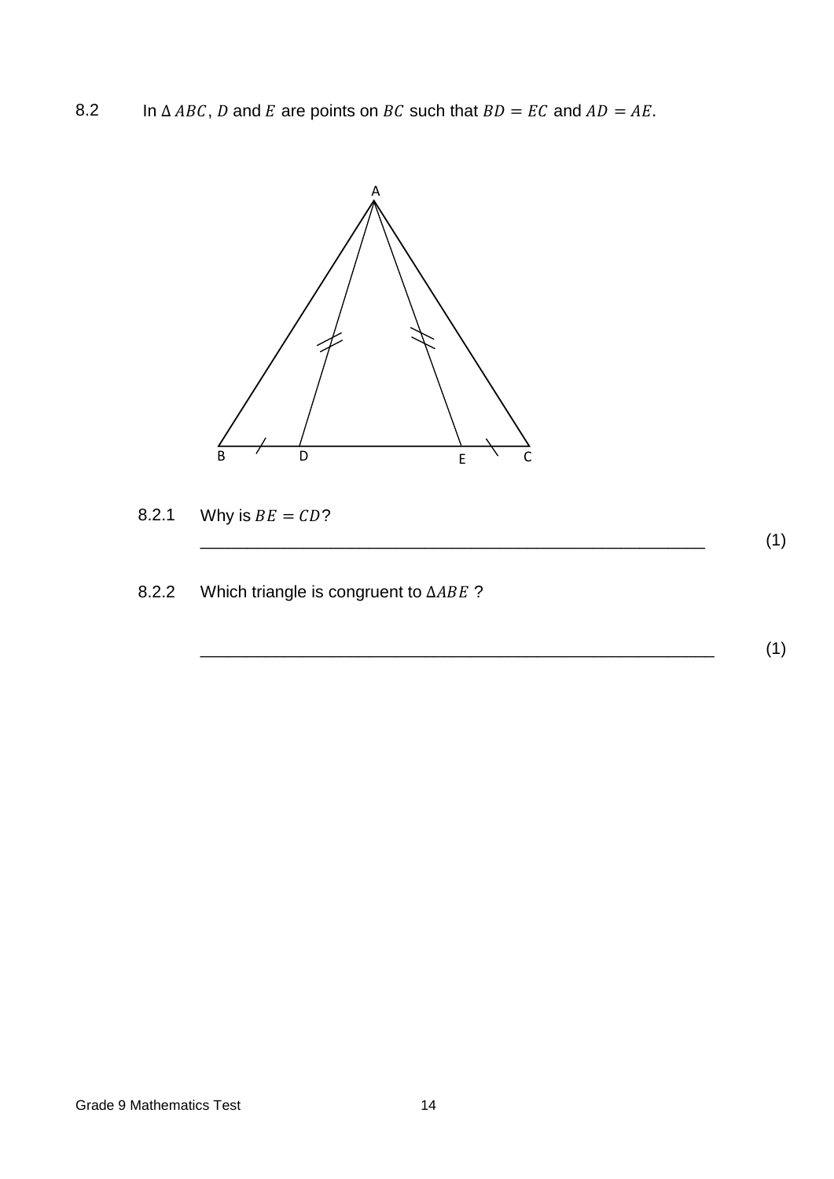8.2 In $\Delta ABC$, $D$ and $E$ are points on $BC$ such that $BD = EC$ and $AD = AE$.

A

B D E C

8.2.1 Why is $BE = CD$?

_______________________________________________________ (1)

8.2.2 Which triangle is congruent to $\Delta ABE$ ?

_______________________________________________________ (1)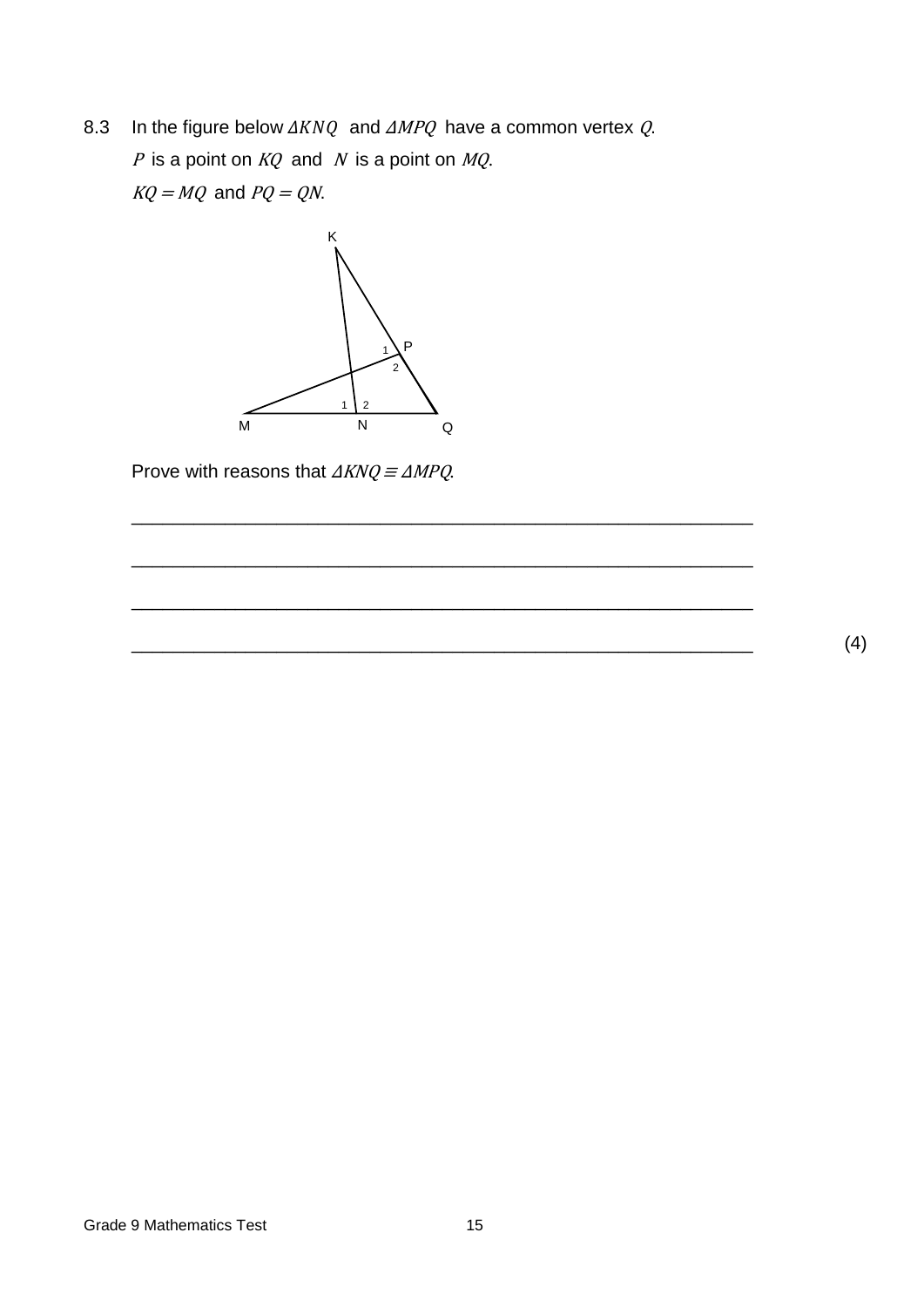8.3 In the figure below $\Delta KNQ$ and $\Delta MPQ$ have a common vertex $Q$.

$P$ is a point on $KQ$ and $N$ is a point on $MQ$.

$KQ = MQ$ and $PQ = QN$.

K

P

1

2

1 2

M N Q

Prove with reasons that $\Delta KNQ \equiv \Delta MPQ$.

______________________________________________________________

______________________________________________________________

______________________________________________________________

______________________________________________________________ (4)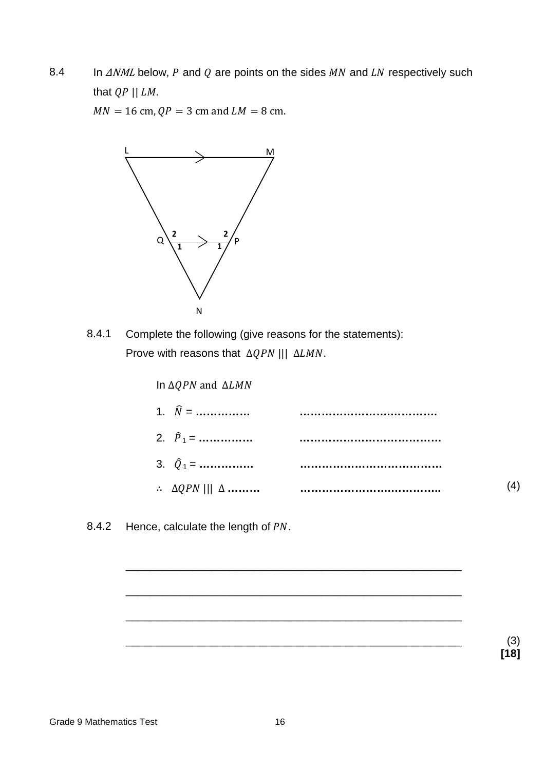8.4 In $\Delta NML$ below, $P$ and $Q$ are points on the sides $MN$ and $LN$ respectively such that $QP \parallel LM$.

$MN = 16$ cm, $QP = 3$ cm and $LM = 8$ cm.

L

M

Q

P

N

2

2

1

1

8.4.1 Complete the following (give reasons for the statements):
Prove with reasons that $\Delta QPN \text{ ||| } \Delta LMN$.

In $\Delta QPN$ and $\Delta LMN$

1. $\hat{N}$ = …………… ……………………………….
2. $\hat{P}_1$ = …………… ………………………………….
3. $\hat{Q}_1$ = …………… ………………………………….

$\therefore$ $\Delta QPN \text{ ||| } \Delta$……… ………………………………..  (4)

8.4.2 Hence, calculate the length of $PN$.

\_\_\_\_\_\_\_\_\_\_\_\_\_\_\_\_\_\_\_\_\_\_\_\_\_\_\_\_\_\_\_\_\_\_\_\_\_\_\_\_\_\_\_\_\_\_\_\_\_\_\_\_

\_\_\_\_\_\_\_\_\_\_\_\_\_\_\_\_\_\_\_\_\_\_\_\_\_\_\_\_\_\_\_\_\_\_\_\_\_\_\_\_\_\_\_\_\_\_\_\_\_\_\_\_

\_\_\_\_\_\_\_\_\_\_\_\_\_\_\_\_\_\_\_\_\_\_\_\_\_\_\_\_\_\_\_\_\_\_\_\_\_\_\_\_\_\_\_\_\_\_\_\_\_\_\_\_

\_\_\_\_\_\_\_\_\_\_\_\_\_\_\_\_\_\_\_\_\_\_\_\_\_\_\_\_\_\_\_\_\_\_\_\_\_\_\_\_\_\_\_\_\_\_\_\_\_\_\_\_ (3)

**[18]**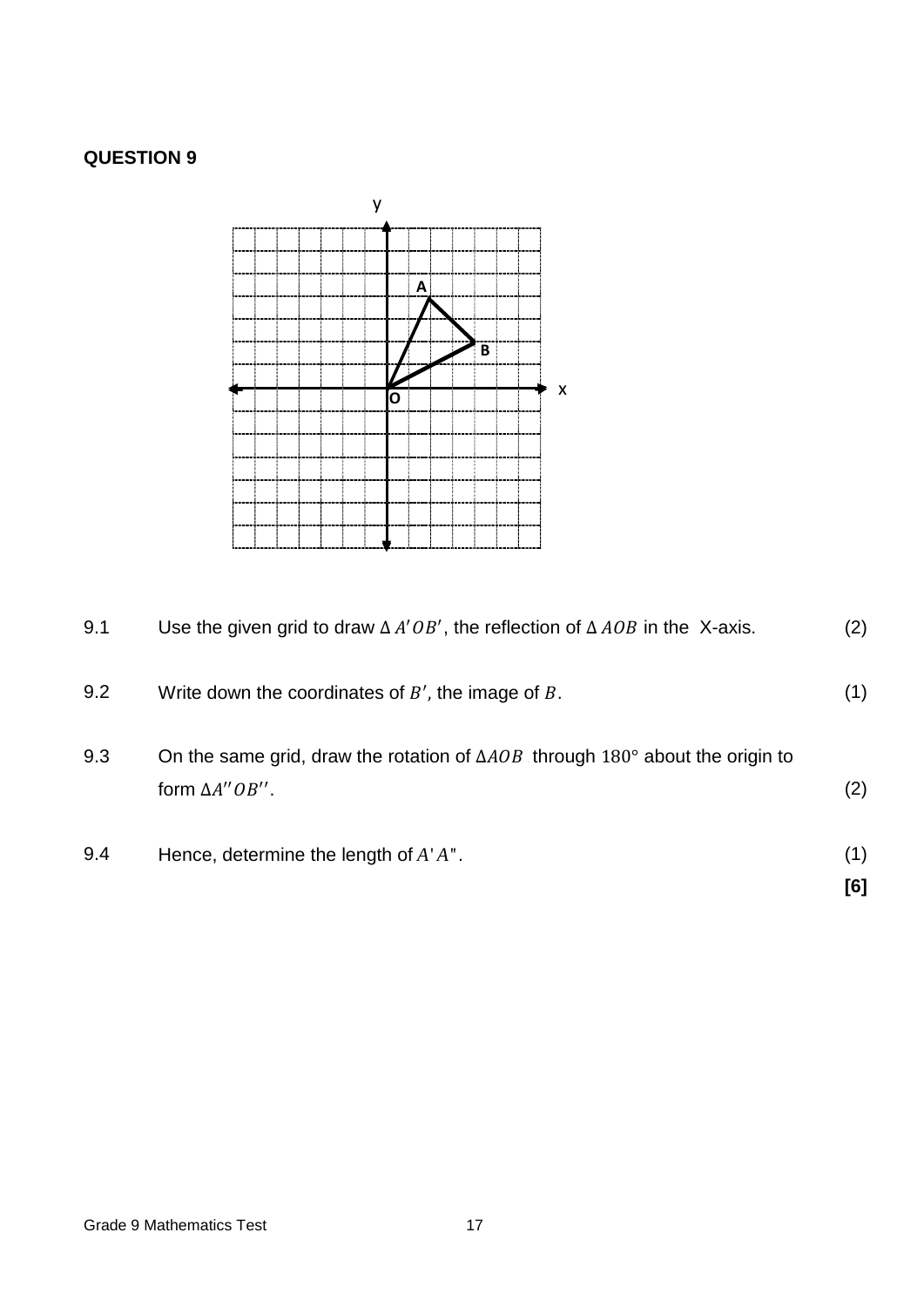## QUESTION 9

y

A

B

x

O

| | | |
|---|---|---|
| 9.1 | Use the given grid to draw $\Delta A'OB'$, the reflection of $\Delta AOB$ in the X-axis. | (2) |
| 9.2 | Write down the coordinates of $B'$, the image of $B$. | (1) |
| 9.3 | On the same grid, draw the rotation of $\Delta AOB$ through $180°$ about the origin to form $\Delta A''OB''$. | (2) |
| 9.4 | Hence, determine the length of $A'A''$. | (1) |
| | | **[6]** |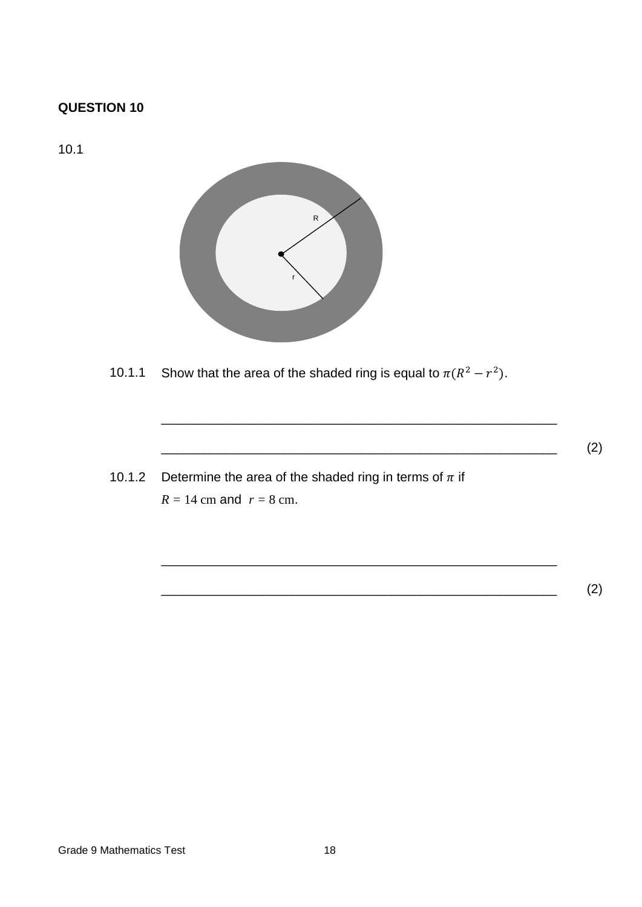**QUESTION 10**

10.1

10.1.1 Show that the area of the shaded ring is equal to $\pi(R^2 - r^2)$.

\_\_\_\_\_\_\_\_\_\_\_\_\_\_\_\_\_\_\_\_\_\_\_\_\_\_\_\_\_\_\_\_\_\_\_\_\_\_\_\_\_\_\_\_\_\_\_\_\_\_\_\_\_\_

\_\_\_\_\_\_\_\_\_\_\_\_\_\_\_\_\_\_\_\_\_\_\_\_\_\_\_\_\_\_\_\_\_\_\_\_\_\_\_\_\_\_\_\_\_\_\_\_\_\_\_\_\_\_ (2)

10.1.2 Determine the area of the shaded ring in terms of $\pi$ if $R = 14$ cm and $r = 8$ cm.

\_\_\_\_\_\_\_\_\_\_\_\_\_\_\_\_\_\_\_\_\_\_\_\_\_\_\_\_\_\_\_\_\_\_\_\_\_\_\_\_\_\_\_\_\_\_\_\_\_\_\_\_\_\_

\_\_\_\_\_\_\_\_\_\_\_\_\_\_\_\_\_\_\_\_\_\_\_\_\_\_\_\_\_\_\_\_\_\_\_\_\_\_\_\_\_\_\_\_\_\_\_\_\_\_\_\_\_\_ (2)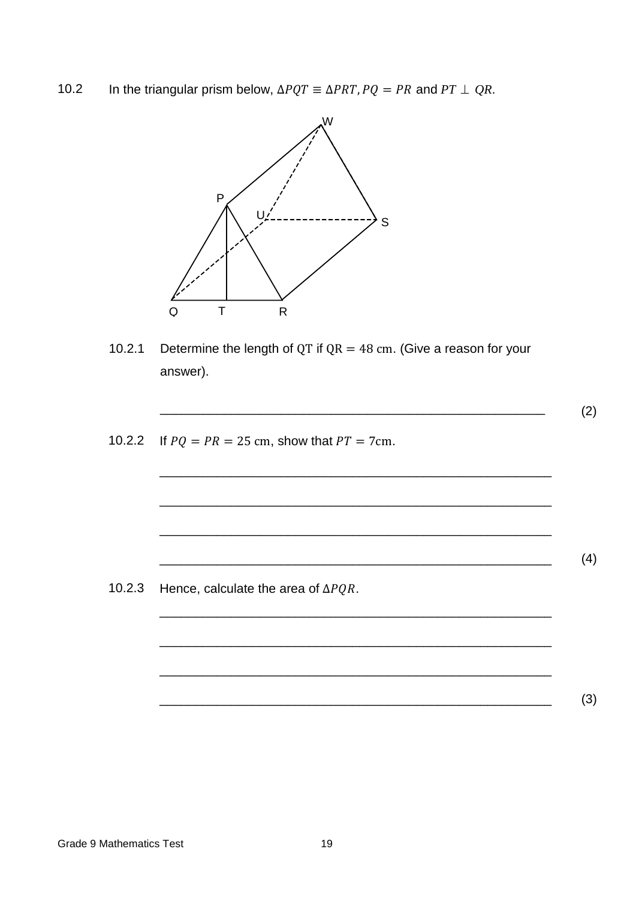10.2 In the triangular prism below, $\Delta PQT \equiv \Delta PRT, PQ = PR$ and $PT \perp QR$.

W

P

U

S

Q T R

10.2.1 Determine the length of $\text{QT}$ if $\text{QR} = 48\ \text{cm}$. (Give a reason for your answer).

\_\_\_\_\_\_\_\_\_\_\_\_\_\_\_\_\_\_\_\_\_\_\_\_\_\_\_\_\_\_\_\_\_\_\_\_\_\_\_\_\_\_\_\_\_\_\_\_\_\_\_\_ (2)

10.2.2 If $PQ = PR = 25\ \text{cm}$, show that $PT = 7\text{cm}$.

\_\_\_\_\_\_\_\_\_\_\_\_\_\_\_\_\_\_\_\_\_\_\_\_\_\_\_\_\_\_\_\_\_\_\_\_\_\_\_\_\_\_\_\_\_\_\_\_\_\_\_\_

\_\_\_\_\_\_\_\_\_\_\_\_\_\_\_\_\_\_\_\_\_\_\_\_\_\_\_\_\_\_\_\_\_\_\_\_\_\_\_\_\_\_\_\_\_\_\_\_\_\_\_\_

\_\_\_\_\_\_\_\_\_\_\_\_\_\_\_\_\_\_\_\_\_\_\_\_\_\_\_\_\_\_\_\_\_\_\_\_\_\_\_\_\_\_\_\_\_\_\_\_\_\_\_\_

\_\_\_\_\_\_\_\_\_\_\_\_\_\_\_\_\_\_\_\_\_\_\_\_\_\_\_\_\_\_\_\_\_\_\_\_\_\_\_\_\_\_\_\_\_\_\_\_\_\_\_\_ (4)

10.2.3 Hence, calculate the area of $\Delta PQR$.

\_\_\_\_\_\_\_\_\_\_\_\_\_\_\_\_\_\_\_\_\_\_\_\_\_\_\_\_\_\_\_\_\_\_\_\_\_\_\_\_\_\_\_\_\_\_\_\_\_\_\_\_

\_\_\_\_\_\_\_\_\_\_\_\_\_\_\_\_\_\_\_\_\_\_\_\_\_\_\_\_\_\_\_\_\_\_\_\_\_\_\_\_\_\_\_\_\_\_\_\_\_\_\_\_

\_\_\_\_\_\_\_\_\_\_\_\_\_\_\_\_\_\_\_\_\_\_\_\_\_\_\_\_\_\_\_\_\_\_\_\_\_\_\_\_\_\_\_\_\_\_\_\_\_\_\_\_

\_\_\_\_\_\_\_\_\_\_\_\_\_\_\_\_\_\_\_\_\_\_\_\_\_\_\_\_\_\_\_\_\_\_\_\_\_\_\_\_\_\_\_\_\_\_\_\_\_\_\_\_ (3)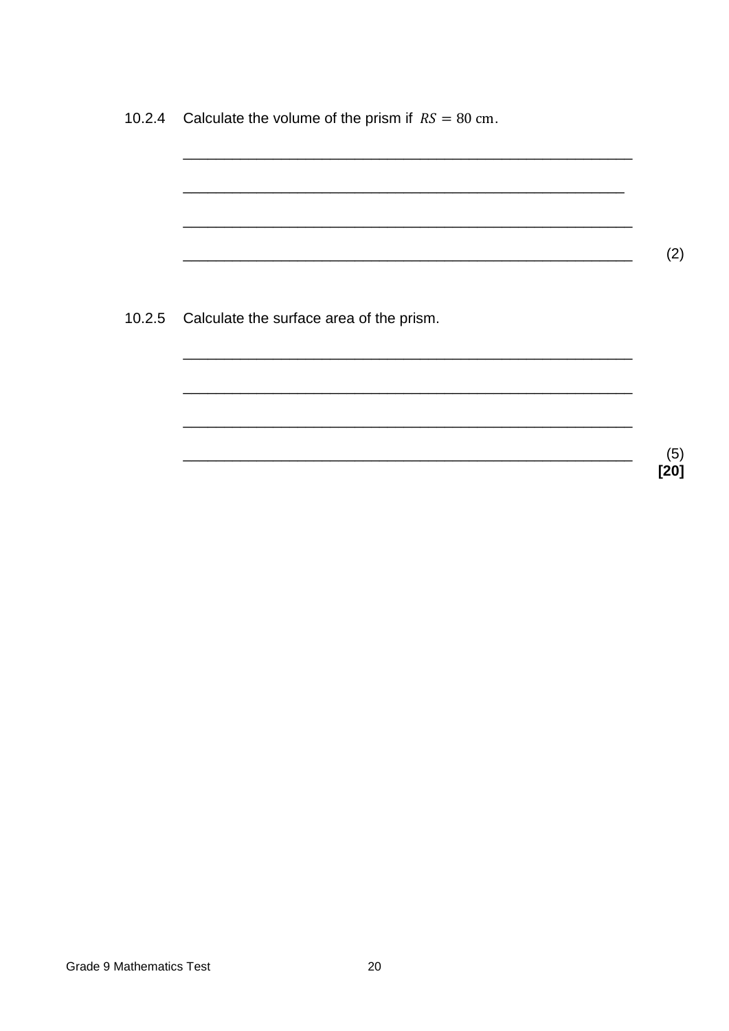10.2.4 Calculate the volume of the prism if $RS = 80 \text{ cm}$.

_______________________________________________________

_______________________________________________________

_______________________________________________________

_______________________________________________________ (2)

10.2.5 Calculate the surface area of the prism.

_______________________________________________________

_______________________________________________________

_______________________________________________________

_______________________________________________________ (5)

**[20]**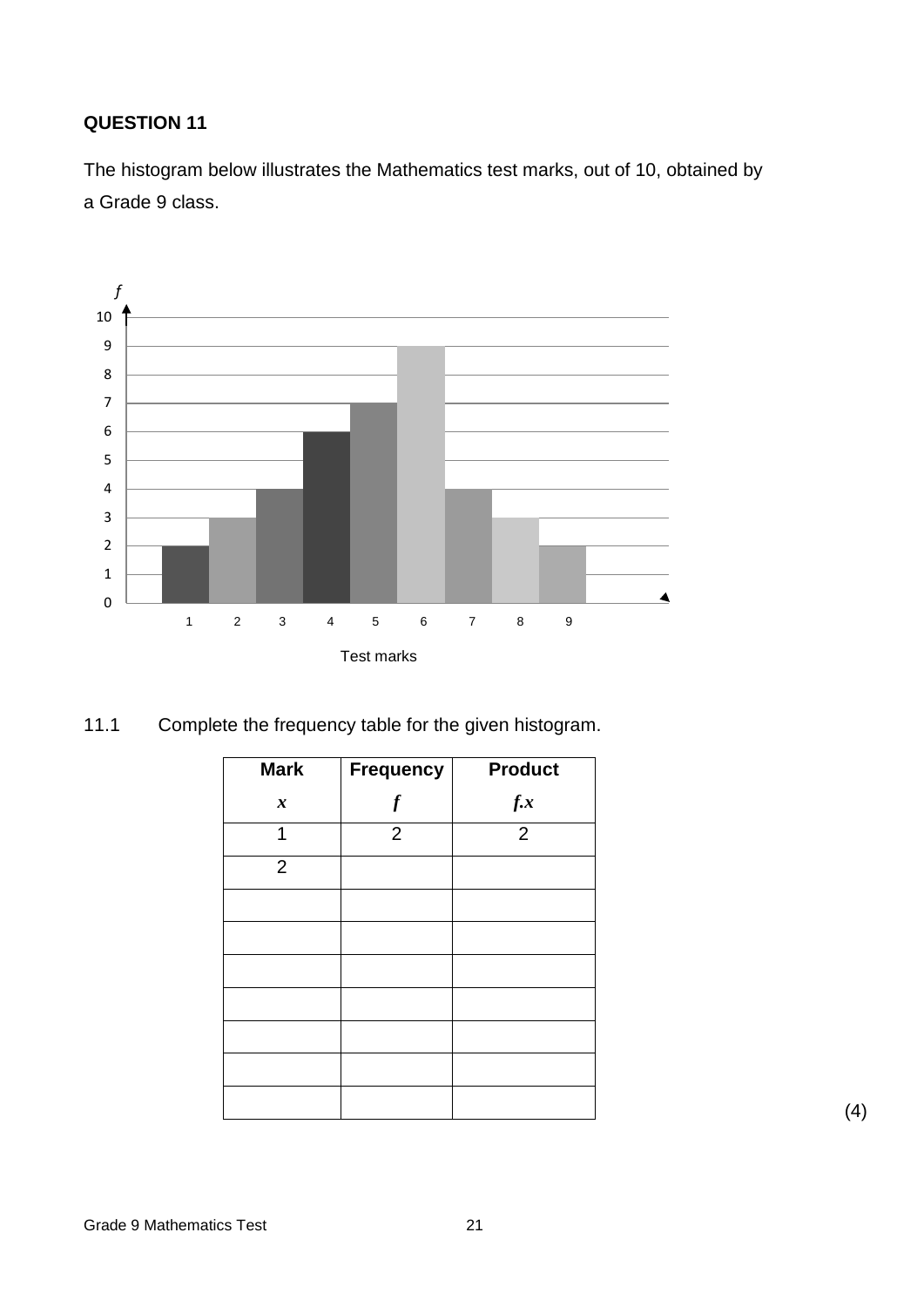## QUESTION 11

The histogram below illustrates the Mathematics test marks, out of 10, obtained by a Grade 9 class.

*f*

10
9
8
7
6
5
4
3
2
1
0

1 2 3 4 5 6 7 8 9

Test marks

11.1 Complete the frequency table for the given histogram.

| **Mark** $x$ | **Frequency** $f$ | **Product** $f.x$ |
|---|---|---|
| 1 | 2 | 2 |
| 2 | | |
| | | |
| | | |
| | | |
| | | |
| | | |
| | | |
| | | |

(4)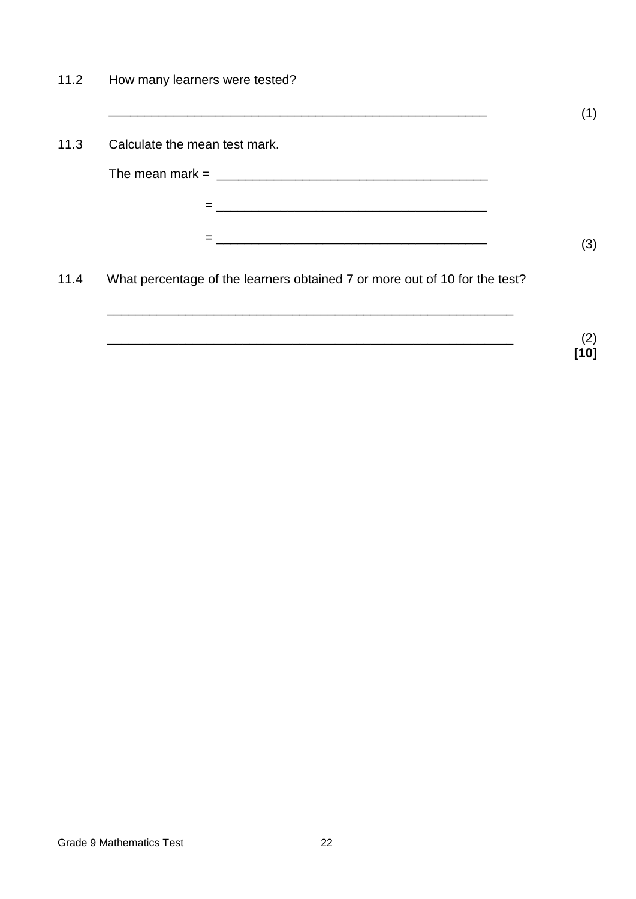11.2 How many learners were tested?

\_\_\_\_\_\_\_\_\_\_\_\_\_\_\_\_\_\_\_\_\_\_\_\_\_\_\_\_\_\_\_\_\_\_\_\_\_\_\_\_\_\_\_\_\_\_\_\_\_\_\_\_ (1)

11.3 Calculate the mean test mark.

The mean mark = \_\_\_\_\_\_\_\_\_\_\_\_\_\_\_\_\_\_\_\_\_\_\_\_\_\_\_\_\_\_\_\_\_\_\_\_\_\_

= \_\_\_\_\_\_\_\_\_\_\_\_\_\_\_\_\_\_\_\_\_\_\_\_\_\_\_\_\_\_\_\_\_\_\_\_\_\_

= \_\_\_\_\_\_\_\_\_\_\_\_\_\_\_\_\_\_\_\_\_\_\_\_\_\_\_\_\_\_\_\_\_\_\_\_\_\_ (3)

11.4 What percentage of the learners obtained 7 or more out of 10 for the test?

\_\_\_\_\_\_\_\_\_\_\_\_\_\_\_\_\_\_\_\_\_\_\_\_\_\_\_\_\_\_\_\_\_\_\_\_\_\_\_\_\_\_\_\_\_\_\_\_\_\_\_\_\_\_\_\_\_\_

\_\_\_\_\_\_\_\_\_\_\_\_\_\_\_\_\_\_\_\_\_\_\_\_\_\_\_\_\_\_\_\_\_\_\_\_\_\_\_\_\_\_\_\_\_\_\_\_\_\_\_\_\_\_\_\_\_\_ (2)

**[10]**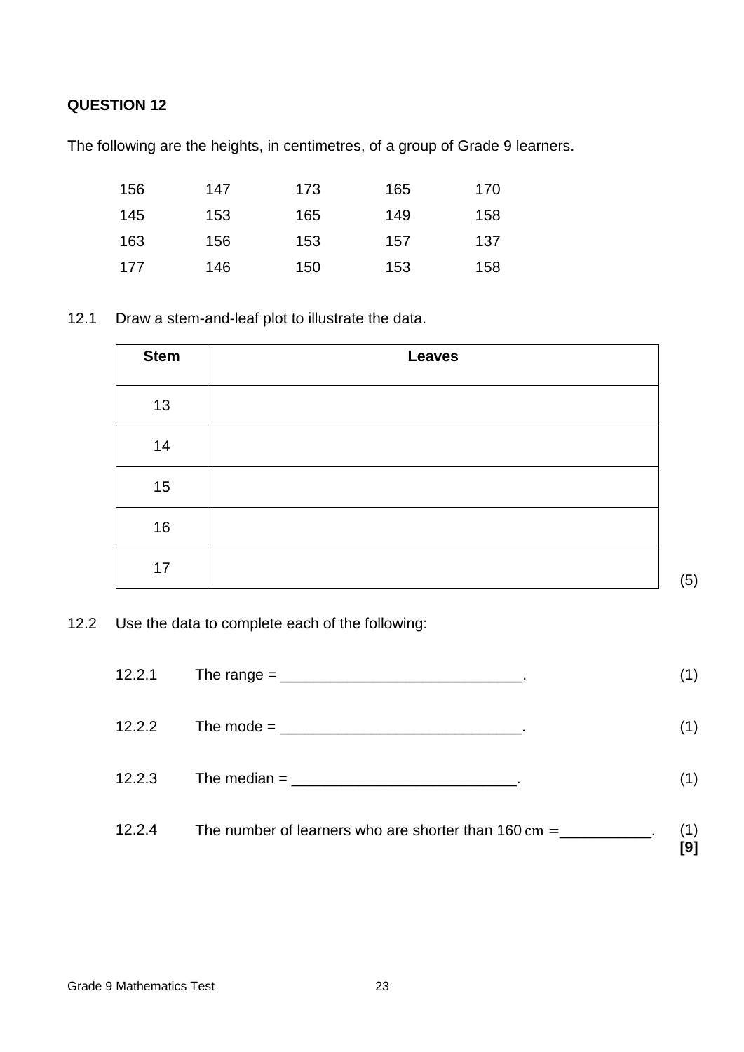## QUESTION 12

The following are the heights, in centimetres, of a group of Grade 9 learners.

| | | | | |
|---|---|---|---|---|
| 156 | 147 | 173 | 165 | 170 |
| 145 | 153 | 165 | 149 | 158 |
| 163 | 156 | 153 | 157 | 137 |
| 177 | 146 | 150 | 153 | 158 |

12.1 Draw a stem-and-leaf plot to illustrate the data.

| Stem | Leaves |
|---|---|
| 13 | |
| 14 | |
| 15 | |
| 16 | |
| 17 | |

(5)

12.2 Use the data to complete each of the following:

12.2.1 The range = ______________________________. (1)

12.2.2 The mode = ______________________________. (1)

12.2.3 The median = ____________________________. (1)

12.2.4 The number of learners who are shorter than 160 $\text{cm}$ = ___________. (1)

**[9]**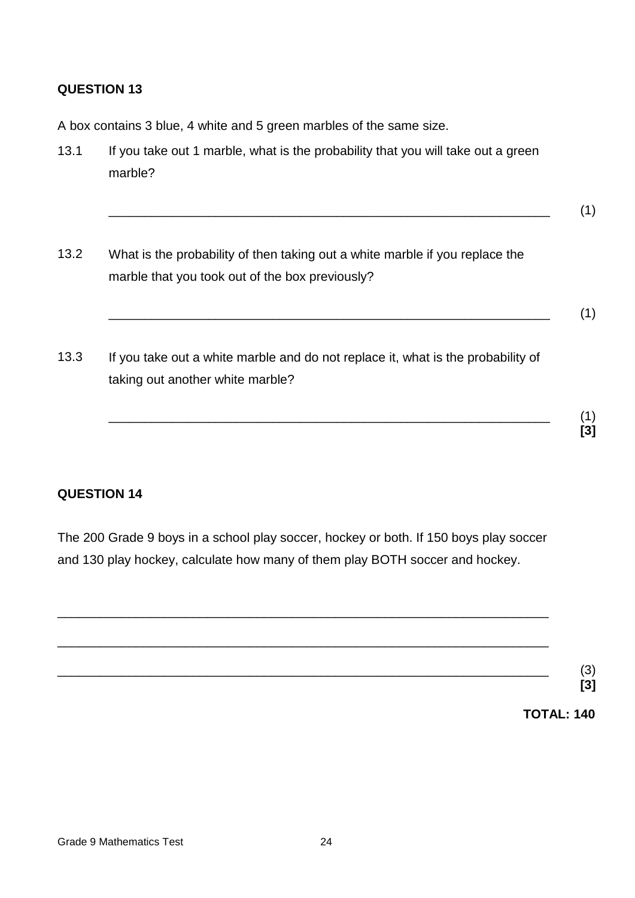## QUESTION 13

A box contains 3 blue, 4 white and 5 green marbles of the same size.

13.1 If you take out 1 marble, what is the probability that you will take out a green marble?

_______________________________________________________________ (1)

13.2 What is the probability of then taking out a white marble if you replace the marble that you took out of the box previously?

_______________________________________________________________ (1)

13.3 If you take out a white marble and do not replace it, what is the probability of taking out another white marble?

_______________________________________________________________ (1)
**[3]**

## QUESTION 14

The 200 Grade 9 boys in a school play soccer, hockey or both. If 150 boys play soccer and 130 play hockey, calculate how many of them play BOTH soccer and hockey.

_______________________________________________________________

_______________________________________________________________

_______________________________________________________________ (3)
**[3]**

**TOTAL: 140**